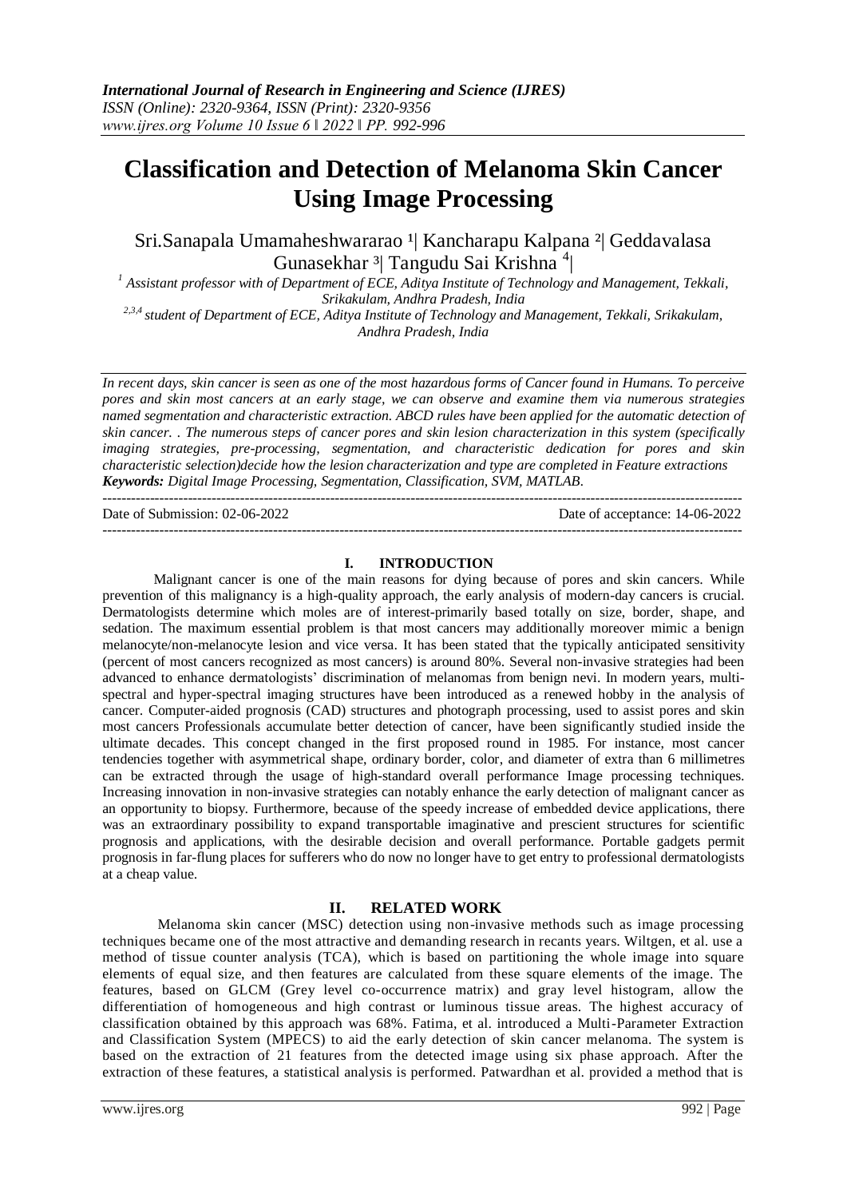# Classification and Detection of Melanoma Skin Cancer Using Image Processing

Sri.Sanapala Umamaheshwararao [1]| Kancharapu Kalpana [2]| Geddavalasa Gunasekhar [3]| Tangudu Sai Krishna [4]|

[1] Assistant professor with of Department of ECE, Aditya Institute of Technology and Management, Tekkali, Srikakulam, Andhra Pradesh, India

[2,3,4] student of Department of ECE, Aditya Institute of Technology and Management, Tekkali, Srikakulam, Andhra Pradesh, India

*In recent days, skin cancer is seen as one of the most hazardous forms of Cancer found in Humans. To perceive pores and skin most cancers at an early stage, we can observe and examine them via numerous strategies named segmentation and characteristic extraction. ABCD rules have been applied for the automatic detection of skin cancer. . The numerous steps of cancer pores and skin lesion characterization in this system (specifically imaging strategies, pre-processing, segmentation, and characteristic dedication for pores and skin characteristic selection)decide how the lesion characterization and type are completed in Feature extractions*

***Keywords:** Digital Image Processing, Segmentation, Classification, SVM, MATLAB.*

Date of Submission: 02-06-2022 | Date of acceptance: 14-06-2022

## I. INTRODUCTION

Malignant cancer is one of the main reasons for dying because of pores and skin cancers. While prevention of this malignancy is a high-quality approach, the early analysis of modern-day cancers is crucial. Dermatologists determine which moles are of interest-primarily based totally on size, border, shape, and sedation. The maximum essential problem is that most cancers may additionally moreover mimic a benign melanocyte/non-melanocyte lesion and vice versa. It has been stated that the typically anticipated sensitivity (percent of most cancers recognized as most cancers) is around 80%. Several non-invasive strategies had been advanced to enhance dermatologists' discrimination of melanomas from benign nevi. In modern years, multi-spectral and hyper-spectral imaging structures have been introduced as a renewed hobby in the analysis of cancer. Computer-aided prognosis (CAD) structures and photograph processing, used to assist pores and skin most cancers Professionals accumulate better detection of cancer, have been significantly studied inside the ultimate decades. This concept changed in the first proposed round in 1985. For instance, most cancer tendencies together with asymmetrical shape, ordinary border, color, and diameter of extra than 6 millimetres can be extracted through the usage of high-standard overall performance Image processing techniques. Increasing innovation in non-invasive strategies can notably enhance the early detection of malignant cancer as an opportunity to biopsy. Furthermore, because of the speedy increase of embedded device applications, there was an extraordinary possibility to expand transportable imaginative and prescient structures for scientific prognosis and applications, with the desirable decision and overall performance. Portable gadgets permit prognosis in far-flung places for sufferers who do now no longer have to get entry to professional dermatologists at a cheap value.

## II. RELATED WORK

Melanoma skin cancer (MSC) detection using non-invasive methods such as image processing techniques became one of the most attractive and demanding research in recants years. Wiltgen, et al. use a method of tissue counter analysis (TCA), which is based on partitioning the whole image into square elements of equal size, and then features are calculated from these square elements of the image. The features, based on GLCM (Grey level co-occurrence matrix) and gray level histogram, allow the differentiation of homogeneous and high contrast or luminous tissue areas. The highest accuracy of classification obtained by this approach was 68%. Fatima, et al. introduced a Multi-Parameter Extraction and Classification System (MPECS) to aid the early detection of skin cancer melanoma. The system is based on the extraction of 21 features from the detected image using six phase approach. After the extraction of these features, a statistical analysis is performed. Patwardhan et al. provided a method that is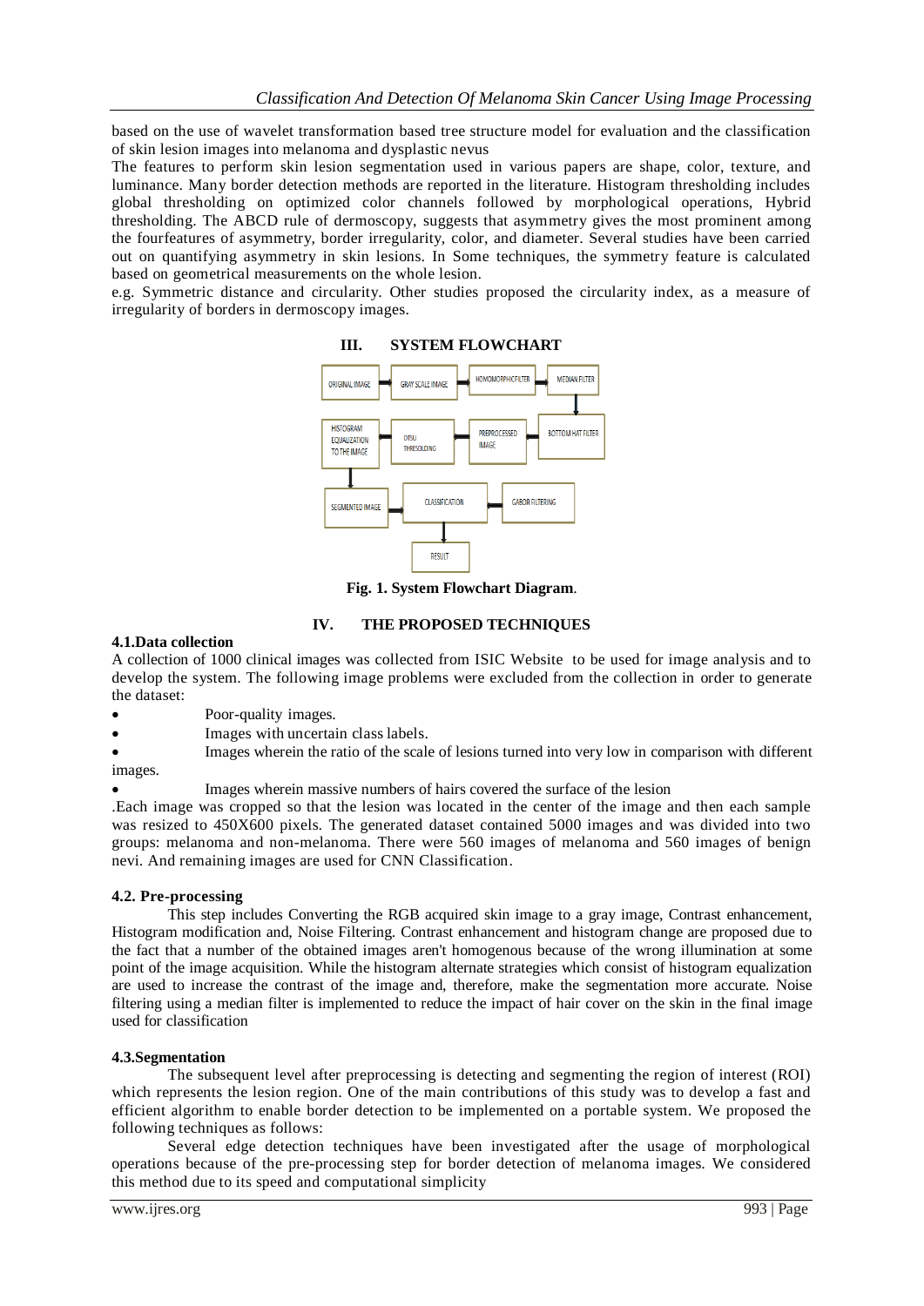based on the use of wavelet transformation based tree structure model for evaluation and the classification of skin lesion images into melanoma and dysplastic nevus

The features to perform skin lesion segmentation used in various papers are shape, color, texture, and luminance. Many border detection methods are reported in the literature. Histogram thresholding includes global thresholding on optimized color channels followed by morphological operations, Hybrid thresholding. The ABCD rule of dermoscopy, suggests that asymmetry gives the most prominent among the fourfeatures of asymmetry, border irregularity, color, and diameter. Several studies have been carried out on quantifying asymmetry in skin lesions. In Some techniques, the symmetry feature is calculated based on geometrical measurements on the whole lesion.

e.g. Symmetric distance and circularity. Other studies proposed the circularity index, as a measure of irregularity of borders in dermoscopy images.

## III. SYSTEM FLOWCHART

ORIGINAL IMAGE → GRAY SCALE IMAGE → HOMOMORPHIC FILTER → MEDIAN FILTER → BOTTOM HAT FILTER → PREPROCESSED IMAGE → OTSU THRESOLDING → HISTOGRAM EQUALIZATION TO THE IMAGE → SEGMENTED IMAGE → CLASSIFICATION ← GABOR FILTERING; CLASSIFICATION → RESULT

**Fig. 1. System Flowchart Diagram**.

## IV. THE PROPOSED TECHNIQUES

### 4.1.Data collection

A collection of 1000 clinical images was collected from ISIC Website to be used for image analysis and to develop the system. The following image problems were excluded from the collection in order to generate the dataset:

- Poor-quality images.
- Images with uncertain class labels.
- Images wherein the ratio of the scale of lesions turned into very low in comparison with different images.
- Images wherein massive numbers of hairs covered the surface of the lesion

.Each image was cropped so that the lesion was located in the center of the image and then each sample was resized to 450X600 pixels. The generated dataset contained 5000 images and was divided into two groups: melanoma and non-melanoma. There were 560 images of melanoma and 560 images of benign nevi. And remaining images are used for CNN Classification.

### 4.2. Pre-processing

This step includes Converting the RGB acquired skin image to a gray image, Contrast enhancement, Histogram modification and, Noise Filtering. Contrast enhancement and histogram change are proposed due to the fact that a number of the obtained images aren't homogenous because of the wrong illumination at some point of the image acquisition. While the histogram alternate strategies which consist of histogram equalization are used to increase the contrast of the image and, therefore, make the segmentation more accurate. Noise filtering using a median filter is implemented to reduce the impact of hair cover on the skin in the final image used for classification

### 4.3.Segmentation

The subsequent level after preprocessing is detecting and segmenting the region of interest (ROI) which represents the lesion region. One of the main contributions of this study was to develop a fast and efficient algorithm to enable border detection to be implemented on a portable system. We proposed the following techniques as follows:

Several edge detection techniques have been investigated after the usage of morphological operations because of the pre-processing step for border detection of melanoma images. We considered this method due to its speed and computational simplicity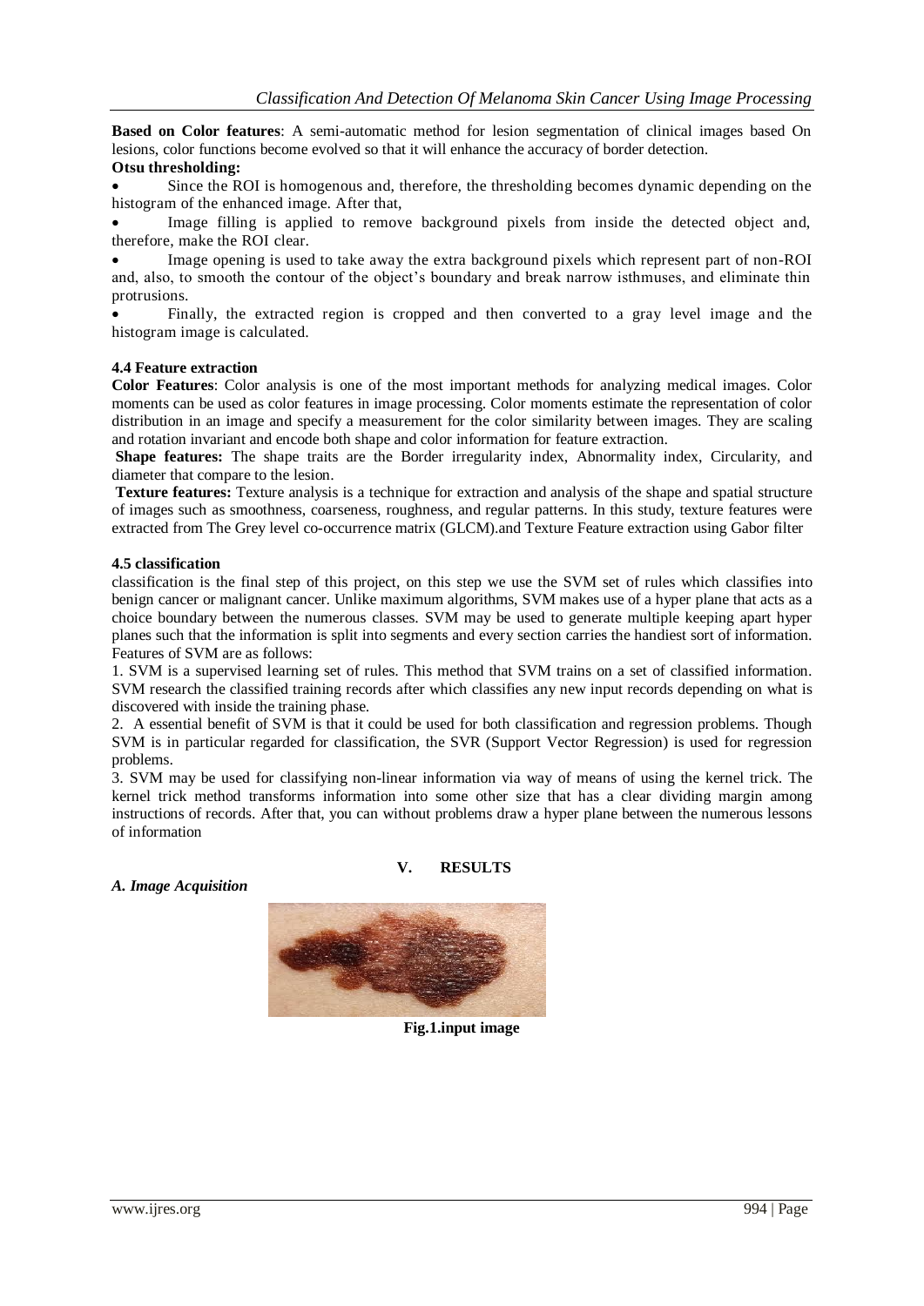**Based on Color features**: A semi-automatic method for lesion segmentation of clinical images based On lesions, color functions become evolved so that it will enhance the accuracy of border detection.

**Otsu thresholding:**

- Since the ROI is homogenous and, therefore, the thresholding becomes dynamic depending on the histogram of the enhanced image. After that,
- Image filling is applied to remove background pixels from inside the detected object and, therefore, make the ROI clear.
- Image opening is used to take away the extra background pixels which represent part of non-ROI and, also, to smooth the contour of the object's boundary and break narrow isthmuses, and eliminate thin protrusions.
- Finally, the extracted region is cropped and then converted to a gray level image and the histogram image is calculated.

### 4.4 Feature extraction

**Color Features**: Color analysis is one of the most important methods for analyzing medical images. Color moments can be used as color features in image processing. Color moments estimate the representation of color distribution in an image and specify a measurement for the color similarity between images. They are scaling and rotation invariant and encode both shape and color information for feature extraction.

**Shape features:** The shape traits are the Border irregularity index, Abnormality index, Circularity, and diameter that compare to the lesion.

**Texture features:** Texture analysis is a technique for extraction and analysis of the shape and spatial structure of images such as smoothness, coarseness, roughness, and regular patterns. In this study, texture features were extracted from The Grey level co-occurrence matrix (GLCM).and Texture Feature extraction using Gabor filter

### 4.5 classification

classification is the final step of this project, on this step we use the SVM set of rules which classifies into benign cancer or malignant cancer. Unlike maximum algorithms, SVM makes use of a hyper plane that acts as a choice boundary between the numerous classes. SVM may be used to generate multiple keeping apart hyper planes such that the information is split into segments and every section carries the handiest sort of information. Features of SVM are as follows:

1. SVM is a supervised learning set of rules. This method that SVM trains on a set of classified information. SVM research the classified training records after which classifies any new input records depending on what is discovered with inside the training phase.
2. A essential benefit of SVM is that it could be used for both classification and regression problems. Though SVM is in particular regarded for classification, the SVR (Support Vector Regression) is used for regression problems.
3. SVM may be used for classifying non-linear information via way of means of using the kernel trick. The kernel trick method transforms information into some other size that has a clear dividing margin among instructions of records. After that, you can without problems draw a hyper plane between the numerous lessons of information

## V. RESULTS

### *A. Image Acquisition*

**Fig.1.input image**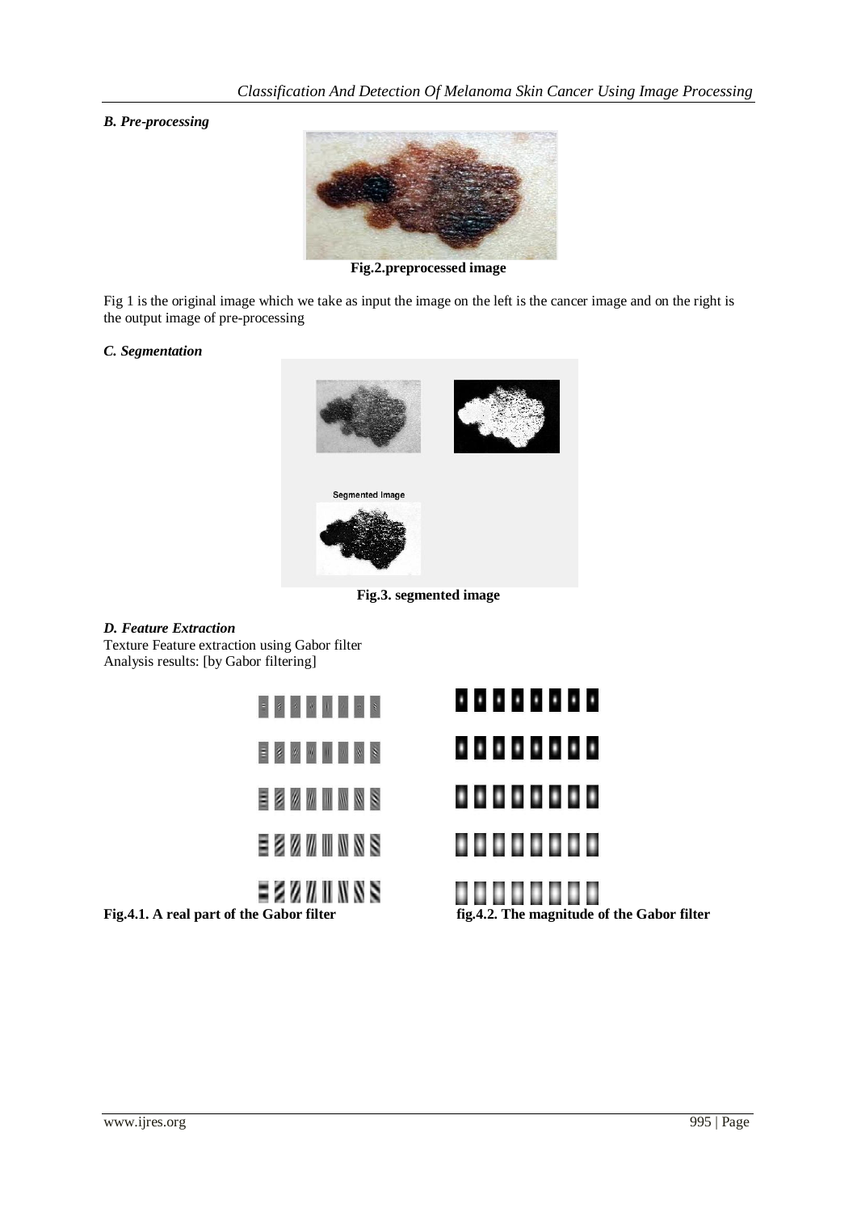### *B. Pre-processing*

**Fig.2.preprocessed image**

Fig 1 is the original image which we take as input the image on the left is the cancer image and on the right is the output image of pre-processing

### *C. Segmentation*

**Fig.3. segmented image**

### *D. Feature Extraction*

Texture Feature extraction using Gabor filter
Analysis results: [by Gabor filtering]

**Fig.4.1. A real part of the Gabor filter**

**fig.4.2. The magnitude of the Gabor filter**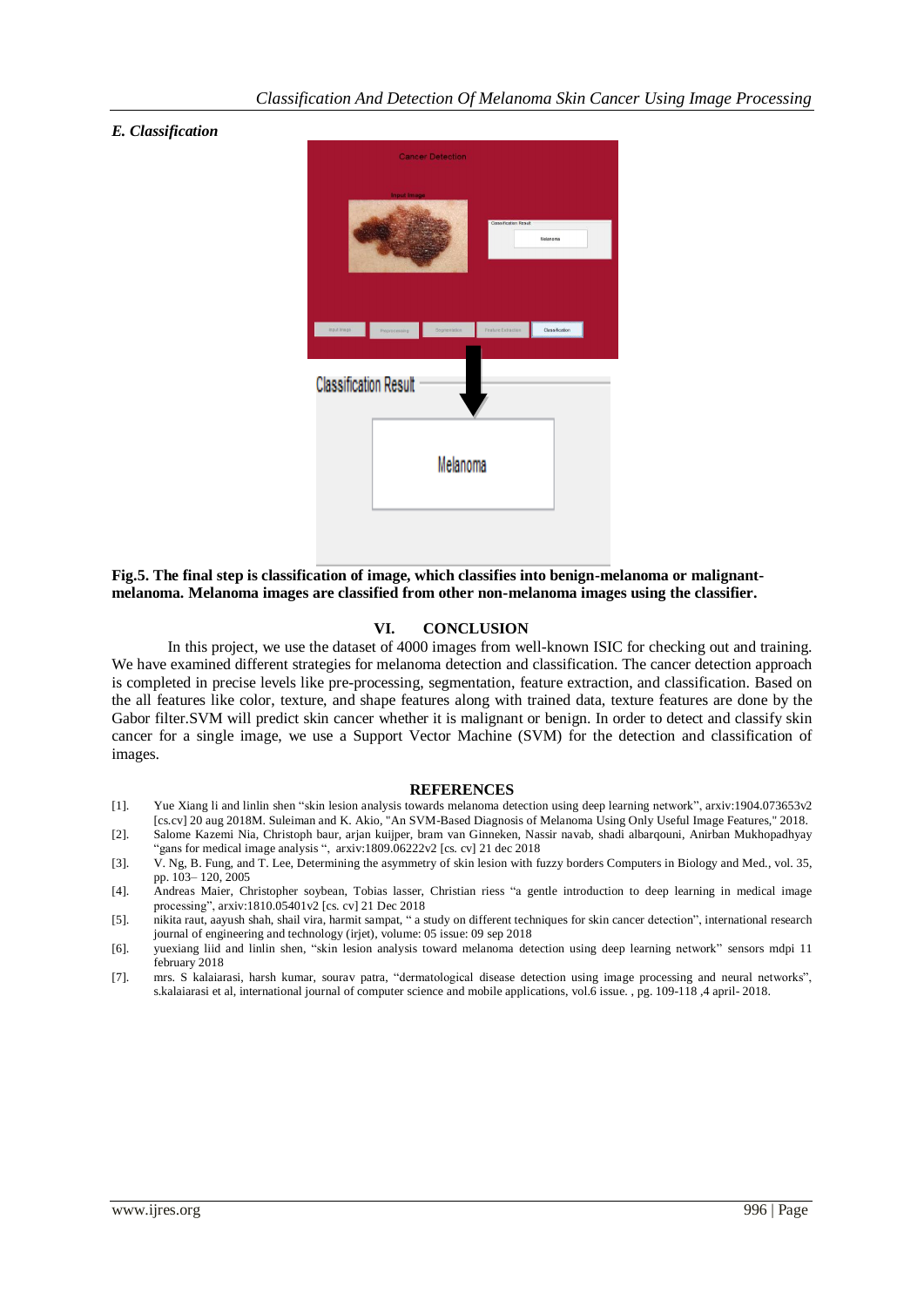### *E. Classification*

Cancer Detection

Input Image

Classification Result

Melanoma

Input Image Preprocessing Segmentation Feature Extraction Classification

Classification Result

Melanoma

**Fig.5. The final step is classification of image, which classifies into benign-melanoma or malignant-melanoma. Melanoma images are classified from other non-melanoma images using the classifier.**

## VI. CONCLUSION

In this project, we use the dataset of 4000 images from well-known ISIC for checking out and training. We have examined different strategies for melanoma detection and classification. The cancer detection approach is completed in precise levels like pre-processing, segmentation, feature extraction, and classification. Based on the all features like color, texture, and shape features along with trained data, texture features are done by the Gabor filter.SVM will predict skin cancer whether it is malignant or benign. In order to detect and classify skin cancer for a single image, we use a Support Vector Machine (SVM) for the detection and classification of images.

## REFERENCES

[1]. Yue Xiang li and linlin shen "skin lesion analysis towards melanoma detection using deep learning network", arxiv:1904.073653v2 [cs.cv] 20 aug 2018M. Suleiman and K. Akio, "An SVM-Based Diagnosis of Melanoma Using Only Useful Image Features," 2018.

[2]. Salome Kazemi Nia, Christoph baur, arjan kuijper, bram van Ginneken, Nassir navab, shadi albarqouni, Anirban Mukhopadhyay "gans for medical image analysis ", arxiv:1809.06222v2 [cs. cv] 21 dec 2018

[3]. V. Ng, B. Fung, and T. Lee, Determining the asymmetry of skin lesion with fuzzy borders Computers in Biology and Med., vol. 35, pp. 103– 120, 2005

[4]. Andreas Maier, Christopher soybean, Tobias lasser, Christian riess "a gentle introduction to deep learning in medical image processing", arxiv:1810.05401v2 [cs. cv] 21 Dec 2018

[5]. nikita raut, aayush shah, shail vira, harmit sampat, " a study on different techniques for skin cancer detection", international research journal of engineering and technology (irjet), volume: 05 issue: 09 sep 2018

[6]. yuexiang liid and linlin shen, "skin lesion analysis toward melanoma detection using deep learning network" sensors mdpi 11 february 2018

[7]. mrs. S kalaiarasi, harsh kumar, sourav patra, "dermatological disease detection using image processing and neural networks", s.kalaiarasi et al, international journal of computer science and mobile applications, vol.6 issue. , pg. 109-118 ,4 april- 2018.